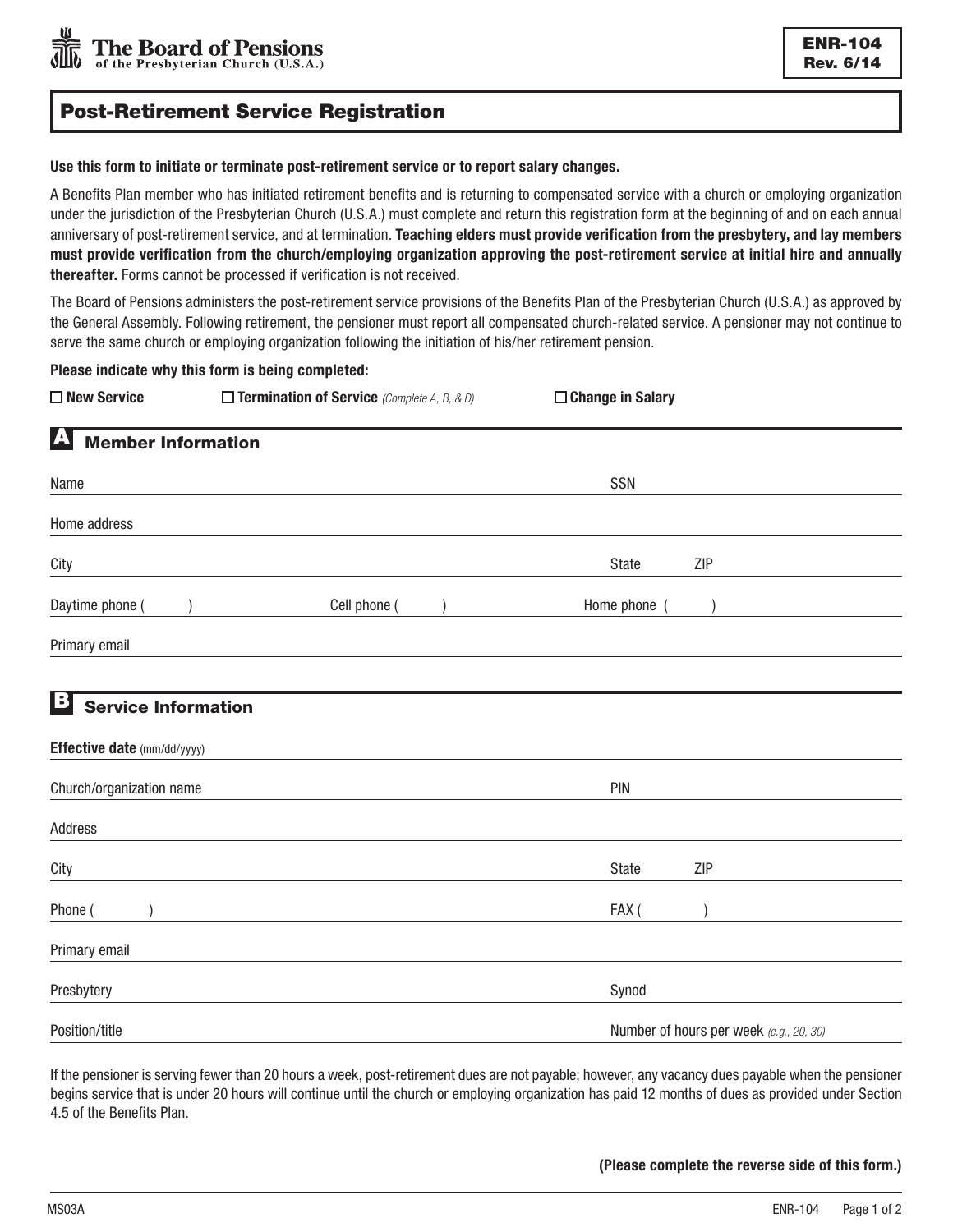The Board of Pensions of the Presbyterian Church (U.S.A.)

**ENR-104**
**Rev. 6/14**

# Post-Retirement Service Registration

**Use this form to initiate or terminate post-retirement service or to report salary changes.**

A Benefits Plan member who has initiated retirement benefits and is returning to compensated service with a church or employing organization under the jurisdiction of the Presbyterian Church (U.S.A.) must complete and return this registration form at the beginning of and on each annual anniversary of post-retirement service, and at termination. **Teaching elders must provide verification from the presbytery, and lay members must provide verification from the church/employing organization approving the post-retirement service at initial hire and annually thereafter.** Forms cannot be processed if verification is not received.

The Board of Pensions administers the post-retirement service provisions of the Benefits Plan of the Presbyterian Church (U.S.A.) as approved by the General Assembly. Following retirement, the pensioner must report all compensated church-related service. A pensioner may not continue to serve the same church or employing organization following the initiation of his/her retirement pension.

**Please indicate why this form is being completed:**

☐ **New Service** ☐ **Termination of Service** *(Complete A, B, & D)* ☐ **Change in Salary**

## A Member Information

Name ______________________ SSN ______________________

Home address ______________________

City ______________________ State ______ ZIP ______

Daytime phone (   ) ____________ Cell phone (   ) ____________ Home phone (   ) ____________

Primary email ______________________

## B Service Information

**Effective date** (mm/dd/yyyy) ______________________

Church/organization name ______________________ PIN ______________________

Address ______________________

City ______________________ State ______ ZIP ______

Phone (   ) ______________________ FAX (   ) ______________________

Primary email ______________________

Presbytery ______________________ Synod ______________________

Position/title ______________________ Number of hours per week *(e.g., 20, 30)* ______

If the pensioner is serving fewer than 20 hours a week, post-retirement dues are not payable; however, any vacancy dues payable when the pensioner begins service that is under 20 hours will continue until the church or employing organization has paid 12 months of dues as provided under Section 4.5 of the Benefits Plan.

**(Please complete the reverse side of this form.)**

MS03A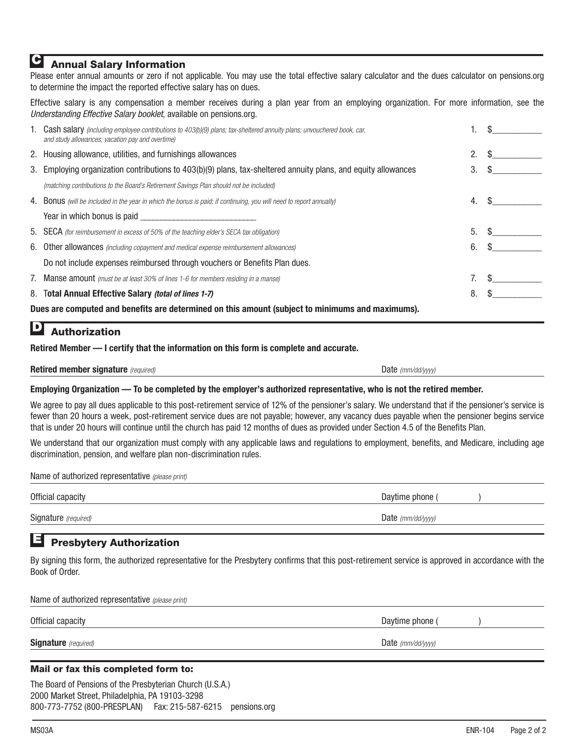## C Annual Salary Information

Please enter annual amounts or zero if not applicable. You may use the total effective salary calculator and the dues calculator on pensions.org to determine the impact the reported effective salary has on dues.

Effective salary is any compensation a member receives during a plan year from an employing organization. For more information, see the *Understanding Effective Salary booklet*, available on pensions.org.

| | | | |
|---|---|---|---|
| 1. | Cash salary *(including employee contributions to 403(b)(9) plans; tax-sheltered annuity plans; unvouchered book, car, and study allowances; vacation pay and overtime)* | 1. | $___________ |
| 2. | Housing allowance, utilities, and furnishings allowances | 2. | $___________ |
| 3. | Employing organization contributions to 403(b)(9) plans, tax-sheltered annuity plans, and equity allowances *(matching contributions to the Board's Retirement Savings Plan should not be included)* | 3. | $___________ |
| 4. | Bonus *(will be included in the year in which the bonus is paid; if continuing, you will need to report annually)* Year in which bonus is paid ___________________________ | 4. | $___________ |
| 5. | SECA *(for reimbursement in excess of 50% of the teaching elder's SECA tax obligation)* | 5. | $___________ |
| 6. | Other allowances *(including copayment and medical expense reimbursement allowances)* Do not include expenses reimbursed through vouchers or Benefits Plan dues. | 6. | $___________ |
| 7. | Manse amount *(must be at least 30% of lines 1-6 for members residing in a manse)* | 7. | $___________ |
| 8. | **Total Annual Effective Salary *(total of lines 1-7)*** | 8. | $___________ |

**Dues are computed and benefits are determined on this amount (subject to minimums and maximums).**

## D Authorization

**Retired Member — I certify that the information on this form is complete and accurate.**

**Retired member signature** *(required)* ______________________ Date *(mm/dd/yyyy)* ______________________

**Employing Organization — To be completed by the employer's authorized representative, who is not the retired member.**

We agree to pay all dues applicable to this post-retirement service of 12% of the pensioner's salary. We understand that if the pensioner's service is fewer than 20 hours a week, post-retirement service dues are not payable; however, any vacancy dues payable when the pensioner begins service that is under 20 hours will continue until the church has paid 12 months of dues as provided under Section 4.5 of the Benefits Plan.

We understand that our organization must comply with any applicable laws and regulations to employment, benefits, and Medicare, including age discrimination, pension, and welfare plan non-discrimination rules.

Name of authorized representative *(please print)* ______________________

Official capacity ______________________ Daytime phone (     ) ______________________

Signature *(required)* ______________________ Date *(mm/dd/yyyy)* ______________________

## E Presbytery Authorization

By signing this form, the authorized representative for the Presbytery confirms that this post-retirement service is approved in accordance with the Book of Order.

Name of authorized representative *(please print)* ______________________

Official capacity ______________________ Daytime phone (     ) ______________________

**Signature** *(required)* ______________________ Date *(mm/dd/yyyy)* ______________________

### Mail or fax this completed form to:

The Board of Pensions of the Presbyterian Church (U.S.A.)
2000 Market Street, Philadelphia, PA 19103-3298
800-773-7752 (800-PRESPLAN) Fax: 215-587-6215 pensions.org

MS03A ENR-104